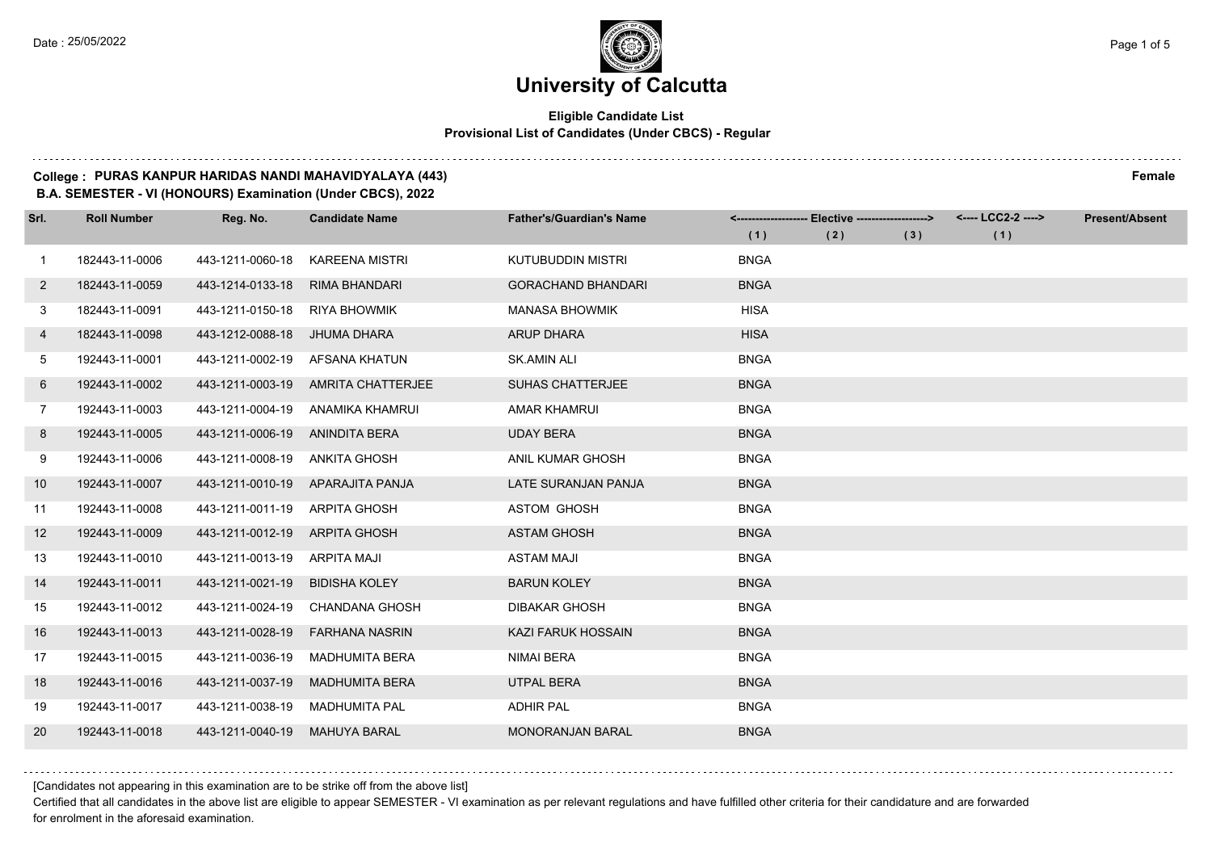Date : 25/05/2022

# University of Calcutta

**Eligible Candidate List**
**Provisional List of Candidates (Under CBCS) - Regular**

**College : PURAS KANPUR HARIDAS NANDI MAHAVIDYALAYA (443)** **Female**
**B.A. SEMESTER - VI (HONOURS) Examination (Under CBCS), 2022**

| Srl. | Roll Number | Reg. No. | Candidate Name | Father's/Guardian's Name | <------------------ Elective ------------------> | | | <---- LCC2-2 ----> | Present/Absent |
|---|---|---|---|---|---|---|---|---|---|
| | | | | | (1) | (2) | (3) | (1) | |
| 1 | 182443-11-0006 | 443-1211-0060-18 | KAREENA MISTRI | KUTUBUDDIN MISTRI | BNGA | | | | |
| 2 | 182443-11-0059 | 443-1214-0133-18 | RIMA BHANDARI | GORACHAND BHANDARI | BNGA | | | | |
| 3 | 182443-11-0091 | 443-1211-0150-18 | RIYA BHOWMIK | MANASA BHOWMIK | HISA | | | | |
| 4 | 182443-11-0098 | 443-1212-0088-18 | JHUMA DHARA | ARUP DHARA | HISA | | | | |
| 5 | 192443-11-0001 | 443-1211-0002-19 | AFSANA KHATUN | SK.AMIN ALI | BNGA | | | | |
| 6 | 192443-11-0002 | 443-1211-0003-19 | AMRITA CHATTERJEE | SUHAS CHATTERJEE | BNGA | | | | |
| 7 | 192443-11-0003 | 443-1211-0004-19 | ANAMIKA KHAMRUI | AMAR KHAMRUI | BNGA | | | | |
| 8 | 192443-11-0005 | 443-1211-0006-19 | ANINDITA BERA | UDAY BERA | BNGA | | | | |
| 9 | 192443-11-0006 | 443-1211-0008-19 | ANKITA GHOSH | ANIL KUMAR GHOSH | BNGA | | | | |
| 10 | 192443-11-0007 | 443-1211-0010-19 | APARAJITA PANJA | LATE SURANJAN PANJA | BNGA | | | | |
| 11 | 192443-11-0008 | 443-1211-0011-19 | ARPITA GHOSH | ASTOM GHOSH | BNGA | | | | |
| 12 | 192443-11-0009 | 443-1211-0012-19 | ARPITA GHOSH | ASTAM GHOSH | BNGA | | | | |
| 13 | 192443-11-0010 | 443-1211-0013-19 | ARPITA MAJI | ASTAM MAJI | BNGA | | | | |
| 14 | 192443-11-0011 | 443-1211-0021-19 | BIDISHA KOLEY | BARUN KOLEY | BNGA | | | | |
| 15 | 192443-11-0012 | 443-1211-0024-19 | CHANDANA GHOSH | DIBAKAR GHOSH | BNGA | | | | |
| 16 | 192443-11-0013 | 443-1211-0028-19 | FARHANA NASRIN | KAZI FARUK HOSSAIN | BNGA | | | | |
| 17 | 192443-11-0015 | 443-1211-0036-19 | MADHUMITA BERA | NIMAI BERA | BNGA | | | | |
| 18 | 192443-11-0016 | 443-1211-0037-19 | MADHUMITA BERA | UTPAL BERA | BNGA | | | | |
| 19 | 192443-11-0017 | 443-1211-0038-19 | MADHUMITA PAL | ADHIR PAL | BNGA | | | | |
| 20 | 192443-11-0018 | 443-1211-0040-19 | MAHUYA BARAL | MONORANJAN BARAL | BNGA | | | | |

[Candidates not appearing in this examination are to be strike off from the above list]

Certified that all candidates in the above list are eligible to appear SEMESTER - VI examination as per relevant regulations and have fulfilled other criteria for their candidature and are forwarded for enrolment in the aforesaid examination.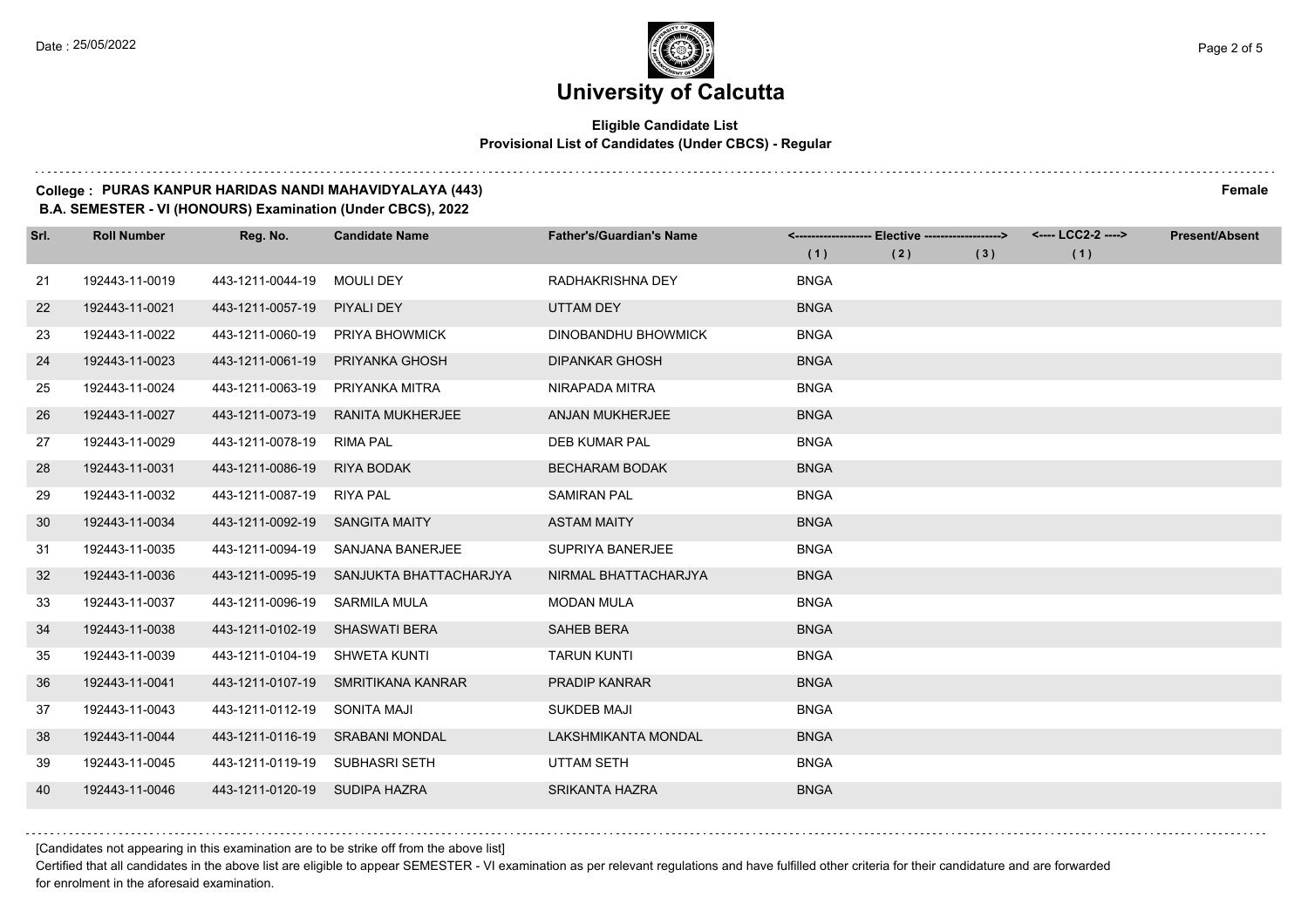# University of Calcutta

**Eligible Candidate List**
**Provisional List of Candidates (Under CBCS) - Regular**

**College : PURAS KANPUR HARIDAS NANDI MAHAVIDYALAYA (443)** **Female**

**B.A. SEMESTER - VI (HONOURS) Examination (Under CBCS), 2022**

| Srl. | Roll Number | Reg. No. | Candidate Name | Father's/Guardian's Name | <------------------ Elective ------------------> | | | <---- LCC2-2 ----> | Present/Absent |
|---|---|---|---|---|---|---|---|---|---|
| | | | | | (1) | (2) | (3) | (1) | |
| 21 | 192443-11-0019 | 443-1211-0044-19 | MOULI DEY | RADHAKRISHNA DEY | BNGA | | | | |
| 22 | 192443-11-0021 | 443-1211-0057-19 | PIYALI DEY | UTTAM DEY | BNGA | | | | |
| 23 | 192443-11-0022 | 443-1211-0060-19 | PRIYA BHOWMICK | DINOBANDHU BHOWMICK | BNGA | | | | |
| 24 | 192443-11-0023 | 443-1211-0061-19 | PRIYANKA GHOSH | DIPANKAR GHOSH | BNGA | | | | |
| 25 | 192443-11-0024 | 443-1211-0063-19 | PRIYANKA MITRA | NIRAPADA MITRA | BNGA | | | | |
| 26 | 192443-11-0027 | 443-1211-0073-19 | RANITA MUKHERJEE | ANJAN MUKHERJEE | BNGA | | | | |
| 27 | 192443-11-0029 | 443-1211-0078-19 | RIMA PAL | DEB KUMAR PAL | BNGA | | | | |
| 28 | 192443-11-0031 | 443-1211-0086-19 | RIYA BODAK | BECHARAM BODAK | BNGA | | | | |
| 29 | 192443-11-0032 | 443-1211-0087-19 | RIYA PAL | SAMIRAN PAL | BNGA | | | | |
| 30 | 192443-11-0034 | 443-1211-0092-19 | SANGITA MAITY | ASTAM MAITY | BNGA | | | | |
| 31 | 192443-11-0035 | 443-1211-0094-19 | SANJANA BANERJEE | SUPRIYA BANERJEE | BNGA | | | | |
| 32 | 192443-11-0036 | 443-1211-0095-19 | SANJUKTA BHATTACHARJYA | NIRMAL BHATTACHARJYA | BNGA | | | | |
| 33 | 192443-11-0037 | 443-1211-0096-19 | SARMILA MULA | MODAN MULA | BNGA | | | | |
| 34 | 192443-11-0038 | 443-1211-0102-19 | SHASWATI BERA | SAHEB BERA | BNGA | | | | |
| 35 | 192443-11-0039 | 443-1211-0104-19 | SHWETA KUNTI | TARUN KUNTI | BNGA | | | | |
| 36 | 192443-11-0041 | 443-1211-0107-19 | SMRITIKANA KANRAR | PRADIP KANRAR | BNGA | | | | |
| 37 | 192443-11-0043 | 443-1211-0112-19 | SONITA MAJI | SUKDEB MAJI | BNGA | | | | |
| 38 | 192443-11-0044 | 443-1211-0116-19 | SRABANI MONDAL | LAKSHMIKANTA MONDAL | BNGA | | | | |
| 39 | 192443-11-0045 | 443-1211-0119-19 | SUBHASRI SETH | UTTAM SETH | BNGA | | | | |
| 40 | 192443-11-0046 | 443-1211-0120-19 | SUDIPA HAZRA | SRIKANTA HAZRA | BNGA | | | | |

[Candidates not appearing in this examination are to be strike off from the above list]

Certified that all candidates in the above list are eligible to appear SEMESTER - VI examination as per relevant regulations and have fulfilled other criteria for their candidature and are forwarded for enrolment in the aforesaid examination.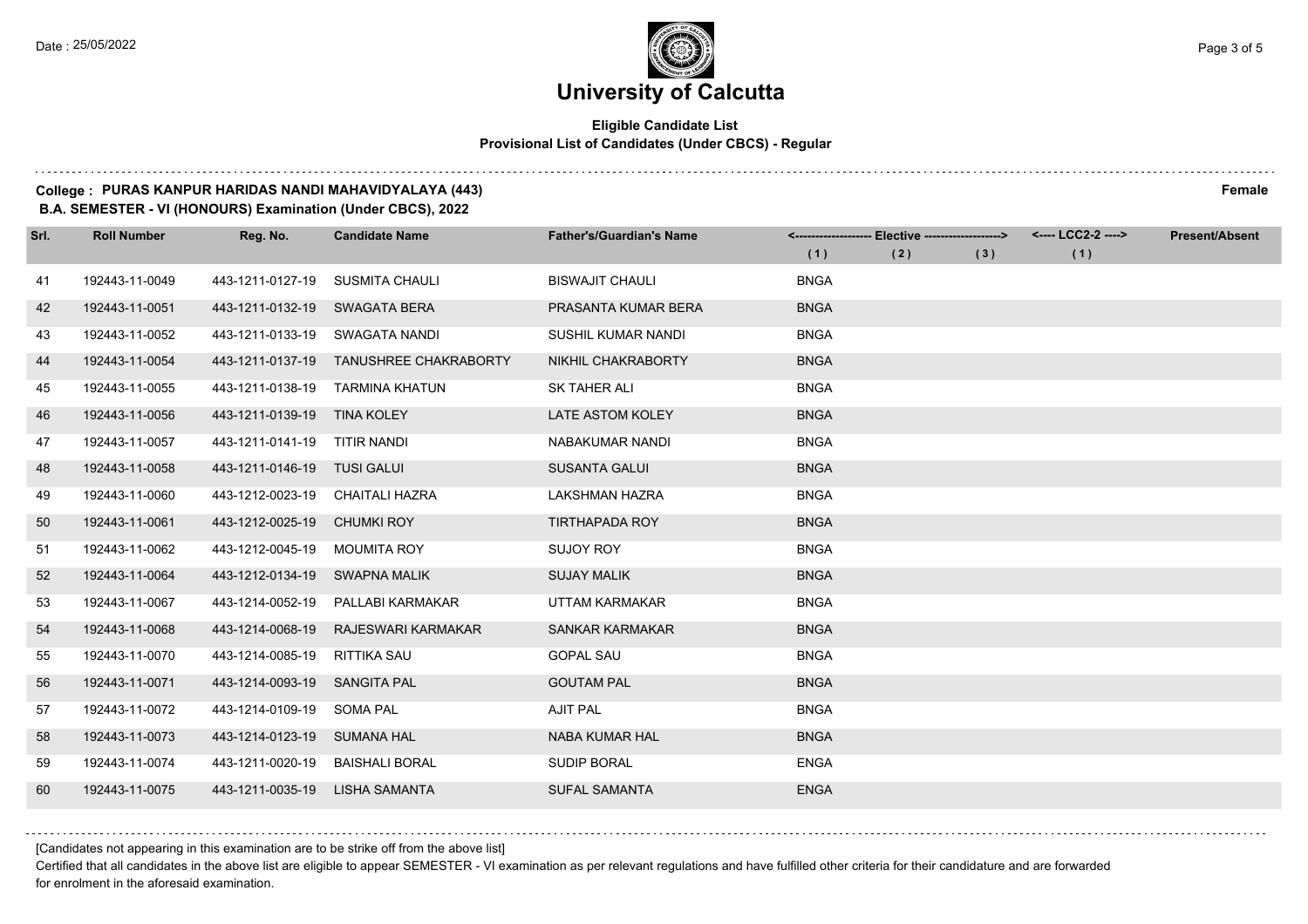# University of Calcutta

**Eligible Candidate List**
**Provisional List of Candidates (Under CBCS) - Regular**

**College : PURAS KANPUR HARIDAS NANDI MAHAVIDYALAYA (443)** **Female**
**B.A. SEMESTER - VI (HONOURS) Examination (Under CBCS), 2022**

| Srl. | Roll Number | Reg. No. | Candidate Name | Father's/Guardian's Name | Elective (1) | Elective (2) | Elective (3) | LCC2-2 (1) | Present/Absent |
|---|---|---|---|---|---|---|---|---|---|
| 41 | 192443-11-0049 | 443-1211-0127-19 | SUSMITA CHAULI | BISWAJIT CHAULI | BNGA | | | | |
| 42 | 192443-11-0051 | 443-1211-0132-19 | SWAGATA BERA | PRASANTA KUMAR BERA | BNGA | | | | |
| 43 | 192443-11-0052 | 443-1211-0133-19 | SWAGATA NANDI | SUSHIL KUMAR NANDI | BNGA | | | | |
| 44 | 192443-11-0054 | 443-1211-0137-19 | TANUSHREE CHAKRABORTY | NIKHIL CHAKRABORTY | BNGA | | | | |
| 45 | 192443-11-0055 | 443-1211-0138-19 | TARMINA KHATUN | SK TAHER ALI | BNGA | | | | |
| 46 | 192443-11-0056 | 443-1211-0139-19 | TINA KOLEY | LATE ASTOM KOLEY | BNGA | | | | |
| 47 | 192443-11-0057 | 443-1211-0141-19 | TITIR NANDI | NABAKUMAR NANDI | BNGA | | | | |
| 48 | 192443-11-0058 | 443-1211-0146-19 | TUSI GALUI | SUSANTA GALUI | BNGA | | | | |
| 49 | 192443-11-0060 | 443-1212-0023-19 | CHAITALI HAZRA | LAKSHMAN HAZRA | BNGA | | | | |
| 50 | 192443-11-0061 | 443-1212-0025-19 | CHUMKI ROY | TIRTHAPADA ROY | BNGA | | | | |
| 51 | 192443-11-0062 | 443-1212-0045-19 | MOUMITA ROY | SUJOY ROY | BNGA | | | | |
| 52 | 192443-11-0064 | 443-1212-0134-19 | SWAPNA MALIK | SUJAY MALIK | BNGA | | | | |
| 53 | 192443-11-0067 | 443-1214-0052-19 | PALLABI KARMAKAR | UTTAM KARMAKAR | BNGA | | | | |
| 54 | 192443-11-0068 | 443-1214-0068-19 | RAJESWARI KARMAKAR | SANKAR KARMAKAR | BNGA | | | | |
| 55 | 192443-11-0070 | 443-1214-0085-19 | RITTIKA SAU | GOPAL SAU | BNGA | | | | |
| 56 | 192443-11-0071 | 443-1214-0093-19 | SANGITA PAL | GOUTAM PAL | BNGA | | | | |
| 57 | 192443-11-0072 | 443-1214-0109-19 | SOMA PAL | AJIT PAL | BNGA | | | | |
| 58 | 192443-11-0073 | 443-1214-0123-19 | SUMANA HAL | NABA KUMAR HAL | BNGA | | | | |
| 59 | 192443-11-0074 | 443-1211-0020-19 | BAISHALI BORAL | SUDIP BORAL | ENGA | | | | |
| 60 | 192443-11-0075 | 443-1211-0035-19 | LISHA SAMANTA | SUFAL SAMANTA | ENGA | | | | |

[Candidates not appearing in this examination are to be strike off from the above list]

Certified that all candidates in the above list are eligible to appear SEMESTER - VI examination as per relevant regulations and have fulfilled other criteria for their candidature and are forwarded for enrolment in the aforesaid examination.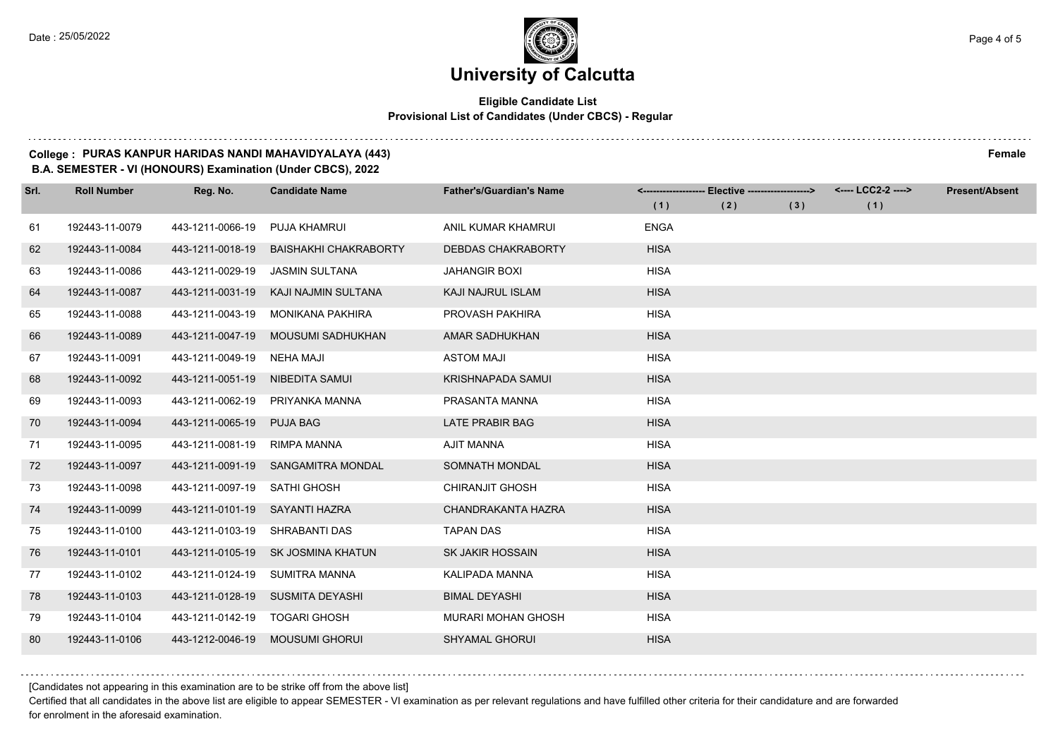# University of Calcutta

**Eligible Candidate List**
**Provisional List of Candidates (Under CBCS) - Regular**

**College : PURAS KANPUR HARIDAS NANDI MAHAVIDYALAYA (443)** **Female**
**B.A. SEMESTER - VI (HONOURS) Examination (Under CBCS), 2022**

| Srl. | Roll Number | Reg. No. | Candidate Name | Father's/Guardian's Name | Elective (1) | Elective (2) | Elective (3) | LCC2-2 (1) | Present/Absent |
|---|---|---|---|---|---|---|---|---|---|
| 61 | 192443-11-0079 | 443-1211-0066-19 | PUJA KHAMRUI | ANIL KUMAR KHAMRUI | ENGA | | | | |
| 62 | 192443-11-0084 | 443-1211-0018-19 | BAISHAKHI CHAKRABORTY | DEBDAS CHAKRABORTY | HISA | | | | |
| 63 | 192443-11-0086 | 443-1211-0029-19 | JASMIN SULTANA | JAHANGIR BOXI | HISA | | | | |
| 64 | 192443-11-0087 | 443-1211-0031-19 | KAJI NAJMIN SULTANA | KAJI NAJRUL ISLAM | HISA | | | | |
| 65 | 192443-11-0088 | 443-1211-0043-19 | MONIKANA PAKHIRA | PROVASH PAKHIRA | HISA | | | | |
| 66 | 192443-11-0089 | 443-1211-0047-19 | MOUSUMI SADHUKHAN | AMAR SADHUKHAN | HISA | | | | |
| 67 | 192443-11-0091 | 443-1211-0049-19 | NEHA MAJI | ASTOM MAJI | HISA | | | | |
| 68 | 192443-11-0092 | 443-1211-0051-19 | NIBEDITA SAMUI | KRISHNAPADA SAMUI | HISA | | | | |
| 69 | 192443-11-0093 | 443-1211-0062-19 | PRIYANKA MANNA | PRASANTA MANNA | HISA | | | | |
| 70 | 192443-11-0094 | 443-1211-0065-19 | PUJA BAG | LATE PRABIR BAG | HISA | | | | |
| 71 | 192443-11-0095 | 443-1211-0081-19 | RIMPA MANNA | AJIT MANNA | HISA | | | | |
| 72 | 192443-11-0097 | 443-1211-0091-19 | SANGAMITRA MONDAL | SOMNATH MONDAL | HISA | | | | |
| 73 | 192443-11-0098 | 443-1211-0097-19 | SATHI GHOSH | CHIRANJIT GHOSH | HISA | | | | |
| 74 | 192443-11-0099 | 443-1211-0101-19 | SAYANTI HAZRA | CHANDRAKANTA HAZRA | HISA | | | | |
| 75 | 192443-11-0100 | 443-1211-0103-19 | SHRABANTI DAS | TAPAN DAS | HISA | | | | |
| 76 | 192443-11-0101 | 443-1211-0105-19 | SK JOSMINA KHATUN | SK JAKIR HOSSAIN | HISA | | | | |
| 77 | 192443-11-0102 | 443-1211-0124-19 | SUMITRA MANNA | KALIPADA MANNA | HISA | | | | |
| 78 | 192443-11-0103 | 443-1211-0128-19 | SUSMITA DEYASHI | BIMAL DEYASHI | HISA | | | | |
| 79 | 192443-11-0104 | 443-1211-0142-19 | TOGARI GHOSH | MURARI MOHAN GHOSH | HISA | | | | |
| 80 | 192443-11-0106 | 443-1212-0046-19 | MOUSUMI GHORUI | SHYAMAL GHORUI | HISA | | | | |

[Candidates not appearing in this examination are to be strike off from the above list]

Certified that all candidates in the above list are eligible to appear SEMESTER - VI examination as per relevant regulations and have fulfilled other criteria for their candidature and are forwarded for enrolment in the aforesaid examination.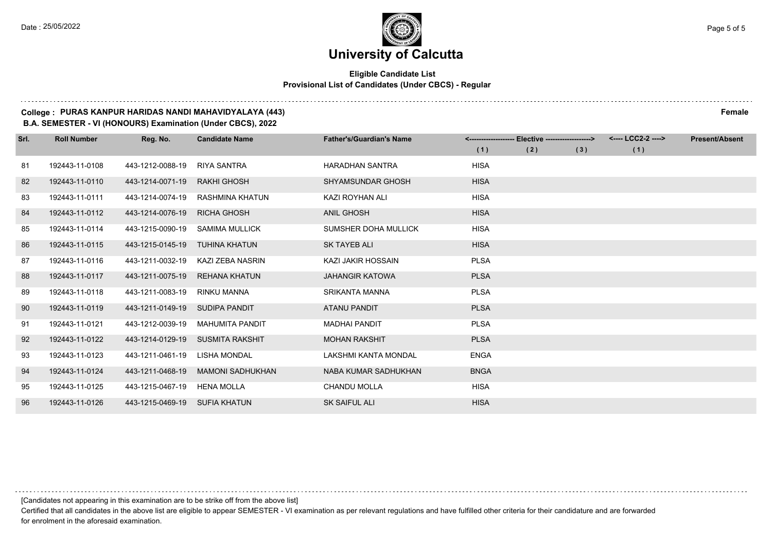# University of Calcutta

**Eligible Candidate List**
**Provisional List of Candidates (Under CBCS) - Regular**

**College : PURAS KANPUR HARIDAS NANDI MAHAVIDYALAYA (443)** **Female**
**B.A. SEMESTER - VI (HONOURS) Examination (Under CBCS), 2022**

| Srl. | Roll Number | Reg. No. | Candidate Name | Father's/Guardian's Name | <------------------- Elective -------------------> | | | <---- LCC2-2 ----> | Present/Absent |
|---|---|---|---|---|---|---|---|---|---|
| | | | | | (1) | (2) | (3) | (1) | |
| 81 | 192443-11-0108 | 443-1212-0088-19 | RIYA SANTRA | HARADHAN SANTRA | HISA | | | | |
| 82 | 192443-11-0110 | 443-1214-0071-19 | RAKHI GHOSH | SHYAMSUNDAR GHOSH | HISA | | | | |
| 83 | 192443-11-0111 | 443-1214-0074-19 | RASHMINA KHATUN | KAZI ROYHAN ALI | HISA | | | | |
| 84 | 192443-11-0112 | 443-1214-0076-19 | RICHA GHOSH | ANIL GHOSH | HISA | | | | |
| 85 | 192443-11-0114 | 443-1215-0090-19 | SAMIMA MULLICK | SUMSHER DOHA MULLICK | HISA | | | | |
| 86 | 192443-11-0115 | 443-1215-0145-19 | TUHINA KHATUN | SK TAYEB ALI | HISA | | | | |
| 87 | 192443-11-0116 | 443-1211-0032-19 | KAZI ZEBA NASRIN | KAZI JAKIR HOSSAIN | PLSA | | | | |
| 88 | 192443-11-0117 | 443-1211-0075-19 | REHANA KHATUN | JAHANGIR KATOWA | PLSA | | | | |
| 89 | 192443-11-0118 | 443-1211-0083-19 | RINKU MANNA | SRIKANTA MANNA | PLSA | | | | |
| 90 | 192443-11-0119 | 443-1211-0149-19 | SUDIPA PANDIT | ATANU PANDIT | PLSA | | | | |
| 91 | 192443-11-0121 | 443-1212-0039-19 | MAHUMITA PANDIT | MADHAI PANDIT | PLSA | | | | |
| 92 | 192443-11-0122 | 443-1214-0129-19 | SUSMITA RAKSHIT | MOHAN RAKSHIT | PLSA | | | | |
| 93 | 192443-11-0123 | 443-1211-0461-19 | LISHA MONDAL | LAKSHMI KANTA MONDAL | ENGA | | | | |
| 94 | 192443-11-0124 | 443-1211-0468-19 | MAMONI SADHUKHAN | NABA KUMAR SADHUKHAN | BNGA | | | | |
| 95 | 192443-11-0125 | 443-1215-0467-19 | HENA MOLLA | CHANDU MOLLA | HISA | | | | |
| 96 | 192443-11-0126 | 443-1215-0469-19 | SUFIA KHATUN | SK SAIFUL ALI | HISA | | | | |

[Candidates not appearing in this examination are to be strike off from the above list]

Certified that all candidates in the above list are eligible to appear SEMESTER - VI examination as per relevant regulations and have fulfilled other criteria for their candidature and are forwarded for enrolment in the aforesaid examination.